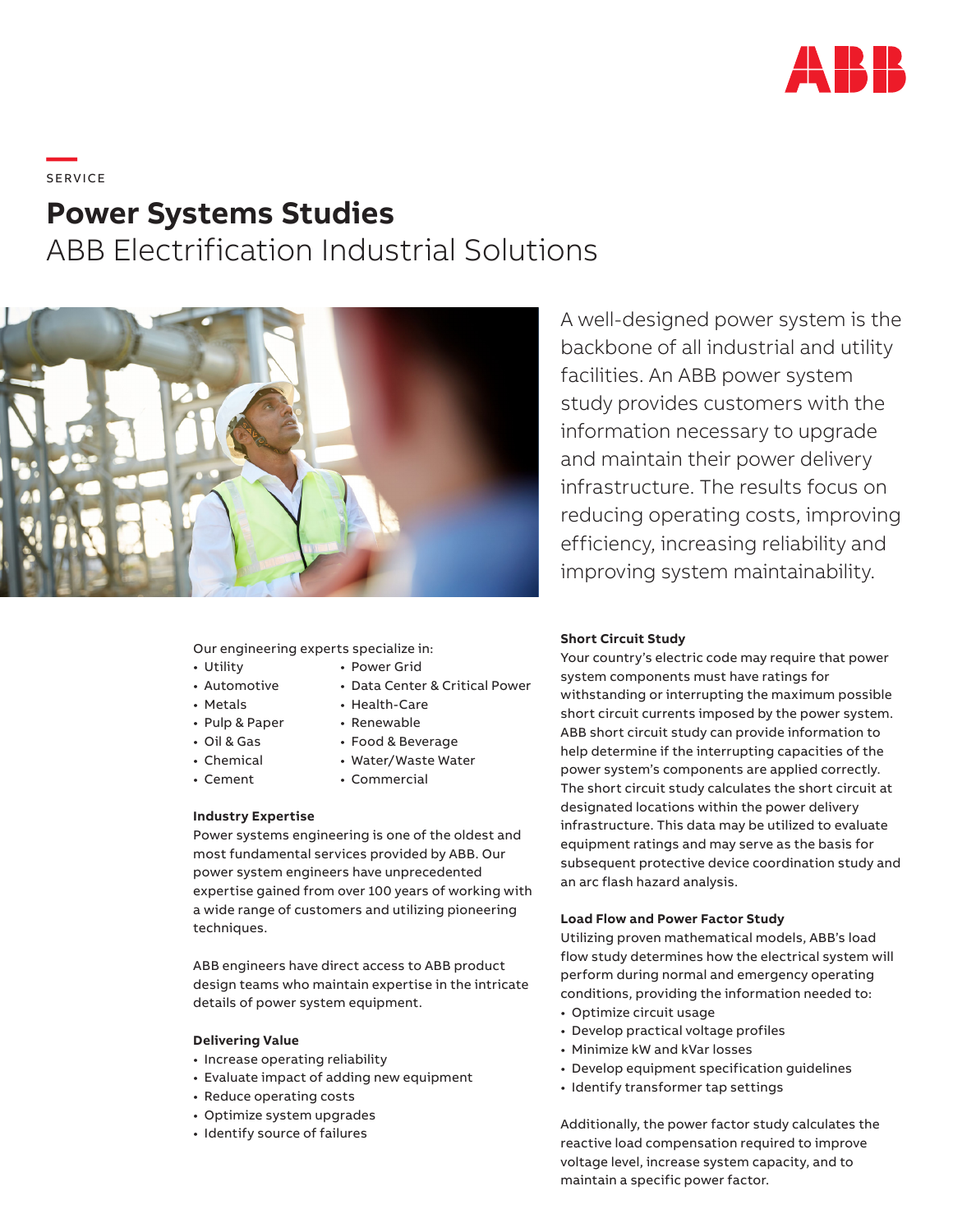SERVICE

# Power Systems Studies

## ABB Electrification Industrial Solutions

A well-designed power system is the backbone of all industrial and utility facilities. An ABB power system study provides customers with the information necessary to upgrade and maintain their power delivery infrastructure. The results focus on reducing operating costs, improving efficiency, increasing reliability and improving system maintainability.

Our engineering experts specialize in:

- Utility
- Automotive
- Metals
- Pulp & Paper
- Oil & Gas
- Chemical
- Cement
- Power Grid
- Data Center & Critical Power
- Health-Care
- Renewable
- Food & Beverage
- Water/Waste Water
- Commercial

**Industry Expertise**

Power systems engineering is one of the oldest and most fundamental services provided by ABB. Our power system engineers have unprecedented expertise gained from over 100 years of working with a wide range of customers and utilizing pioneering techniques.

ABB engineers have direct access to ABB product design teams who maintain expertise in the intricate details of power system equipment.

**Delivering Value**

- Increase operating reliability
- Evaluate impact of adding new equipment
- Reduce operating costs
- Optimize system upgrades
- Identify source of failures

**Short Circuit Study**

Your country's electric code may require that power system components must have ratings for withstanding or interrupting the maximum possible short circuit currents imposed by the power system. ABB short circuit study can provide information to help determine if the interrupting capacities of the power system's components are applied correctly. The short circuit study calculates the short circuit at designated locations within the power delivery infrastructure. This data may be utilized to evaluate equipment ratings and may serve as the basis for subsequent protective device coordination study and an arc flash hazard analysis.

**Load Flow and Power Factor Study**

Utilizing proven mathematical models, ABB's load flow study determines how the electrical system will perform during normal and emergency operating conditions, providing the information needed to:

- Optimize circuit usage
- Develop practical voltage profiles
- Minimize kW and kVar losses
- Develop equipment specification guidelines
- Identify transformer tap settings

Additionally, the power factor study calculates the reactive load compensation required to improve voltage level, increase system capacity, and to maintain a specific power factor.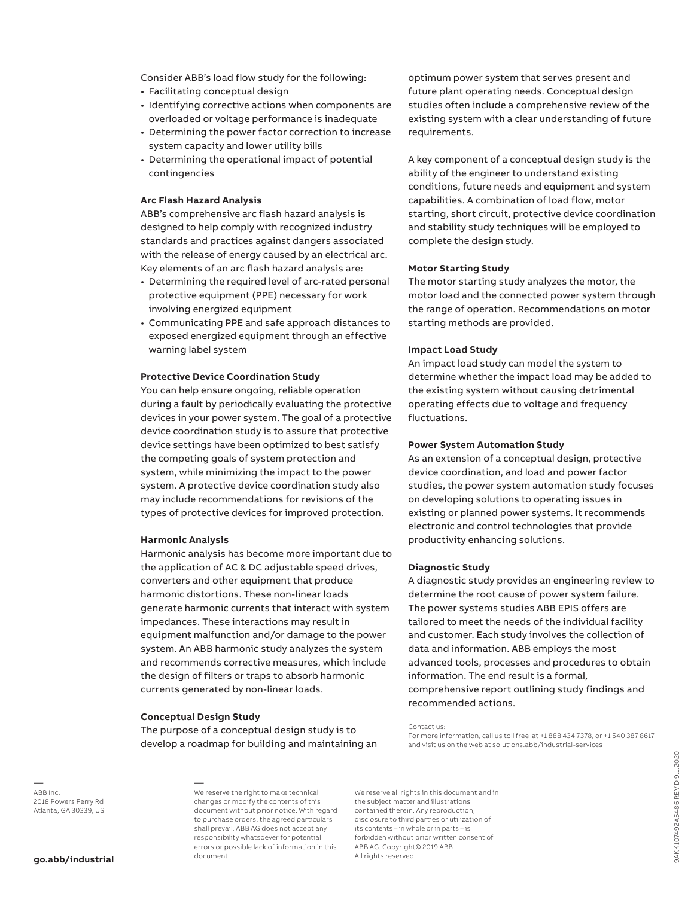Consider ABB's load flow study for the following:

- Facilitating conceptual design
- Identifying corrective actions when components are overloaded or voltage performance is inadequate
- Determining the power factor correction to increase system capacity and lower utility bills
- Determining the operational impact of potential contingencies

**Arc Flash Hazard Analysis**

ABB's comprehensive arc flash hazard analysis is designed to help comply with recognized industry standards and practices against dangers associated with the release of energy caused by an electrical arc. Key elements of an arc flash hazard analysis are:

- Determining the required level of arc-rated personal protective equipment (PPE) necessary for work involving energized equipment
- Communicating PPE and safe approach distances to exposed energized equipment through an effective warning label system

**Protective Device Coordination Study**

You can help ensure ongoing, reliable operation during a fault by periodically evaluating the protective devices in your power system. The goal of a protective device coordination study is to assure that protective device settings have been optimized to best satisfy the competing goals of system protection and system, while minimizing the impact to the power system. A protective device coordination study also may include recommendations for revisions of the types of protective devices for improved protection.

**Harmonic Analysis**

Harmonic analysis has become more important due to the application of AC & DC adjustable speed drives, converters and other equipment that produce harmonic distortions. These non-linear loads generate harmonic currents that interact with system impedances. These interactions may result in equipment malfunction and/or damage to the power system. An ABB harmonic study analyzes the system and recommends corrective measures, which include the design of filters or traps to absorb harmonic currents generated by non-linear loads.

**Conceptual Design Study**

The purpose of a conceptual design study is to develop a roadmap for building and maintaining an optimum power system that serves present and future plant operating needs. Conceptual design studies often include a comprehensive review of the existing system with a clear understanding of future requirements.

A key component of a conceptual design study is the ability of the engineer to understand existing conditions, future needs and equipment and system capabilities. A combination of load flow, motor starting, short circuit, protective device coordination and stability study techniques will be employed to complete the design study.

**Motor Starting Study**

The motor starting study analyzes the motor, the motor load and the connected power system through the range of operation. Recommendations on motor starting methods are provided.

**Impact Load Study**

An impact load study can model the system to determine whether the impact load may be added to the existing system without causing detrimental operating effects due to voltage and frequency fluctuations.

**Power System Automation Study**

As an extension of a conceptual design, protective device coordination, and load and power factor studies, the power system automation study focuses on developing solutions to operating issues in existing or planned power systems. It recommends electronic and control technologies that provide productivity enhancing solutions.

**Diagnostic Study**

A diagnostic study provides an engineering review to determine the root cause of power system failure. The power systems studies ABB EPIS offers are tailored to meet the needs of the individual facility and customer. Each study involves the collection of data and information. ABB employs the most advanced tools, processes and procedures to obtain information. The end result is a formal, comprehensive report outlining study findings and recommended actions.

Contact us:
For more information, call us toll free at +1 888 434 7378, or +1 540 387 8617 and visit us on the web at solutions.abb/industrial-services

—

ABB Inc.
2018 Powers Ferry Rd
Atlanta, GA 30339, US

**go.abb/industrial**

—

We reserve the right to make technical changes or modify the contents of this document without prior notice. With regard to purchase orders, the agreed particulars shall prevail. ABB AG does not accept any responsibility whatsoever for potential errors or possible lack of information in this document.

We reserve all rights in this document and in the subject matter and illustrations contained therein. Any reproduction, disclosure to third parties or utilization of its contents – in whole or in parts – is forbidden without prior written consent of ABB AG. Copyright© 2019 ABB
All rights reserved

9AKK107492A5486 REV D 9.1.2020